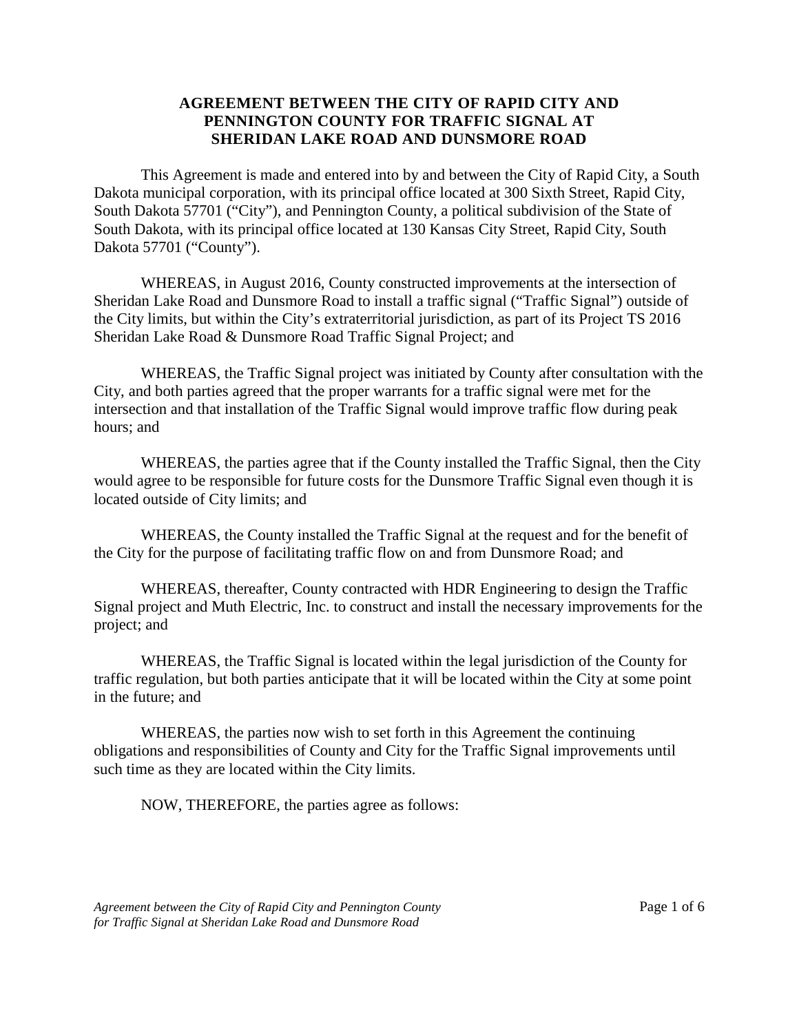# AGREEMENT BETWEEN THE CITY OF RAPID CITY AND PENNINGTON COUNTY FOR TRAFFIC SIGNAL AT SHERIDAN LAKE ROAD AND DUNSMORE ROAD

This Agreement is made and entered into by and between the City of Rapid City, a South Dakota municipal corporation, with its principal office located at 300 Sixth Street, Rapid City, South Dakota 57701 ("City"), and Pennington County, a political subdivision of the State of South Dakota, with its principal office located at 130 Kansas City Street, Rapid City, South Dakota 57701 ("County").

WHEREAS, in August 2016, County constructed improvements at the intersection of Sheridan Lake Road and Dunsmore Road to install a traffic signal ("Traffic Signal") outside of the City limits, but within the City's extraterritorial jurisdiction, as part of its Project TS 2016 Sheridan Lake Road & Dunsmore Road Traffic Signal Project; and

WHEREAS, the Traffic Signal project was initiated by County after consultation with the City, and both parties agreed that the proper warrants for a traffic signal were met for the intersection and that installation of the Traffic Signal would improve traffic flow during peak hours; and

WHEREAS, the parties agree that if the County installed the Traffic Signal, then the City would agree to be responsible for future costs for the Dunsmore Traffic Signal even though it is located outside of City limits; and

WHEREAS, the County installed the Traffic Signal at the request and for the benefit of the City for the purpose of facilitating traffic flow on and from Dunsmore Road; and

WHEREAS, thereafter, County contracted with HDR Engineering to design the Traffic Signal project and Muth Electric, Inc. to construct and install the necessary improvements for the project; and

WHEREAS, the Traffic Signal is located within the legal jurisdiction of the County for traffic regulation, but both parties anticipate that it will be located within the City at some point in the future; and

WHEREAS, the parties now wish to set forth in this Agreement the continuing obligations and responsibilities of County and City for the Traffic Signal improvements until such time as they are located within the City limits.

NOW, THEREFORE, the parties agree as follows: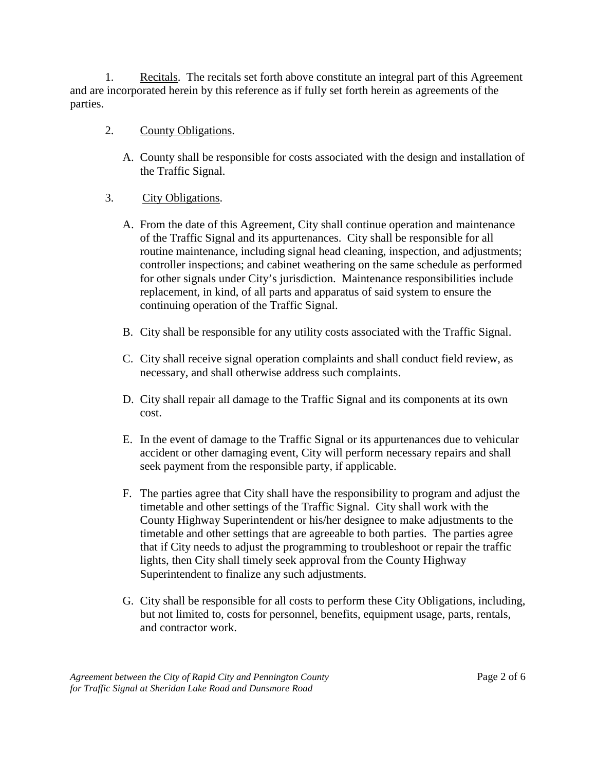1. Recitals. The recitals set forth above constitute an integral part of this Agreement and are incorporated herein by this reference as if fully set forth herein as agreements of the parties.

2. County Obligations.

   A. County shall be responsible for costs associated with the design and installation of the Traffic Signal.

3. City Obligations.

   A. From the date of this Agreement, City shall continue operation and maintenance of the Traffic Signal and its appurtenances. City shall be responsible for all routine maintenance, including signal head cleaning, inspection, and adjustments; controller inspections; and cabinet weathering on the same schedule as performed for other signals under City's jurisdiction. Maintenance responsibilities include replacement, in kind, of all parts and apparatus of said system to ensure the continuing operation of the Traffic Signal.

   B. City shall be responsible for any utility costs associated with the Traffic Signal.

   C. City shall receive signal operation complaints and shall conduct field review, as necessary, and shall otherwise address such complaints.

   D. City shall repair all damage to the Traffic Signal and its components at its own cost.

   E. In the event of damage to the Traffic Signal or its appurtenances due to vehicular accident or other damaging event, City will perform necessary repairs and shall seek payment from the responsible party, if applicable.

   F. The parties agree that City shall have the responsibility to program and adjust the timetable and other settings of the Traffic Signal. City shall work with the County Highway Superintendent or his/her designee to make adjustments to the timetable and other settings that are agreeable to both parties. The parties agree that if City needs to adjust the programming to troubleshoot or repair the traffic lights, then City shall timely seek approval from the County Highway Superintendent to finalize any such adjustments.

   G. City shall be responsible for all costs to perform these City Obligations, including, but not limited to, costs for personnel, benefits, equipment usage, parts, rentals, and contractor work.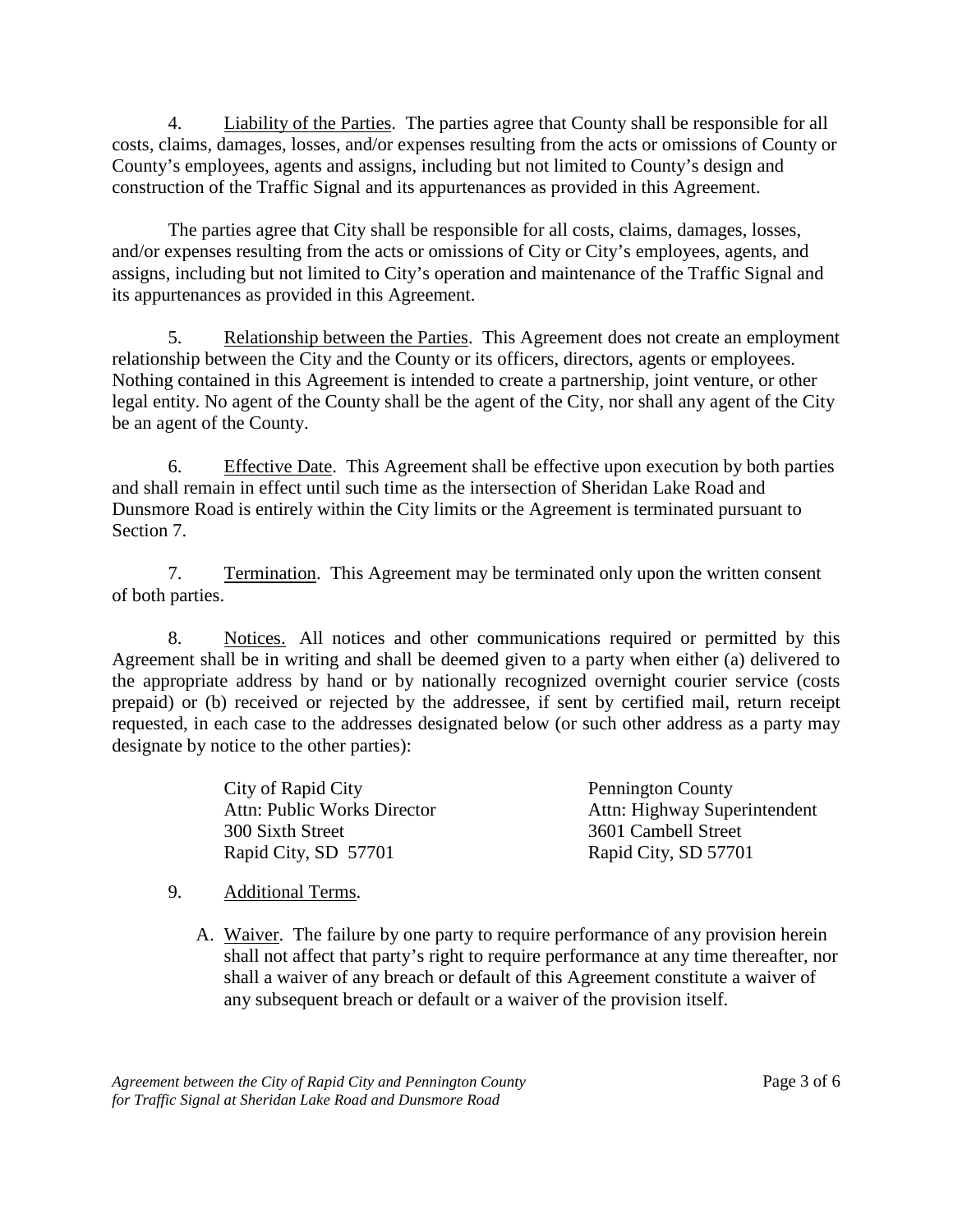4. Liability of the Parties. The parties agree that County shall be responsible for all costs, claims, damages, losses, and/or expenses resulting from the acts or omissions of County or County's employees, agents and assigns, including but not limited to County's design and construction of the Traffic Signal and its appurtenances as provided in this Agreement.

The parties agree that City shall be responsible for all costs, claims, damages, losses, and/or expenses resulting from the acts or omissions of City or City's employees, agents, and assigns, including but not limited to City's operation and maintenance of the Traffic Signal and its appurtenances as provided in this Agreement.

5. Relationship between the Parties. This Agreement does not create an employment relationship between the City and the County or its officers, directors, agents or employees. Nothing contained in this Agreement is intended to create a partnership, joint venture, or other legal entity. No agent of the County shall be the agent of the City, nor shall any agent of the City be an agent of the County.

6. Effective Date. This Agreement shall be effective upon execution by both parties and shall remain in effect until such time as the intersection of Sheridan Lake Road and Dunsmore Road is entirely within the City limits or the Agreement is terminated pursuant to Section 7.

7. Termination. This Agreement may be terminated only upon the written consent of both parties.

8. Notices. All notices and other communications required or permitted by this Agreement shall be in writing and shall be deemed given to a party when either (a) delivered to the appropriate address by hand or by nationally recognized overnight courier service (costs prepaid) or (b) received or rejected by the addressee, if sent by certified mail, return receipt requested, in each case to the addresses designated below (or such other address as a party may designate by notice to the other parties):

City of Rapid City
Attn: Public Works Director
300 Sixth Street
Rapid City, SD 57701

Pennington County
Attn: Highway Superintendent
3601 Cambell Street
Rapid City, SD 57701

9. Additional Terms.

A. Waiver. The failure by one party to require performance of any provision herein shall not affect that party's right to require performance at any time thereafter, nor shall a waiver of any breach or default of this Agreement constitute a waiver of any subsequent breach or default or a waiver of the provision itself.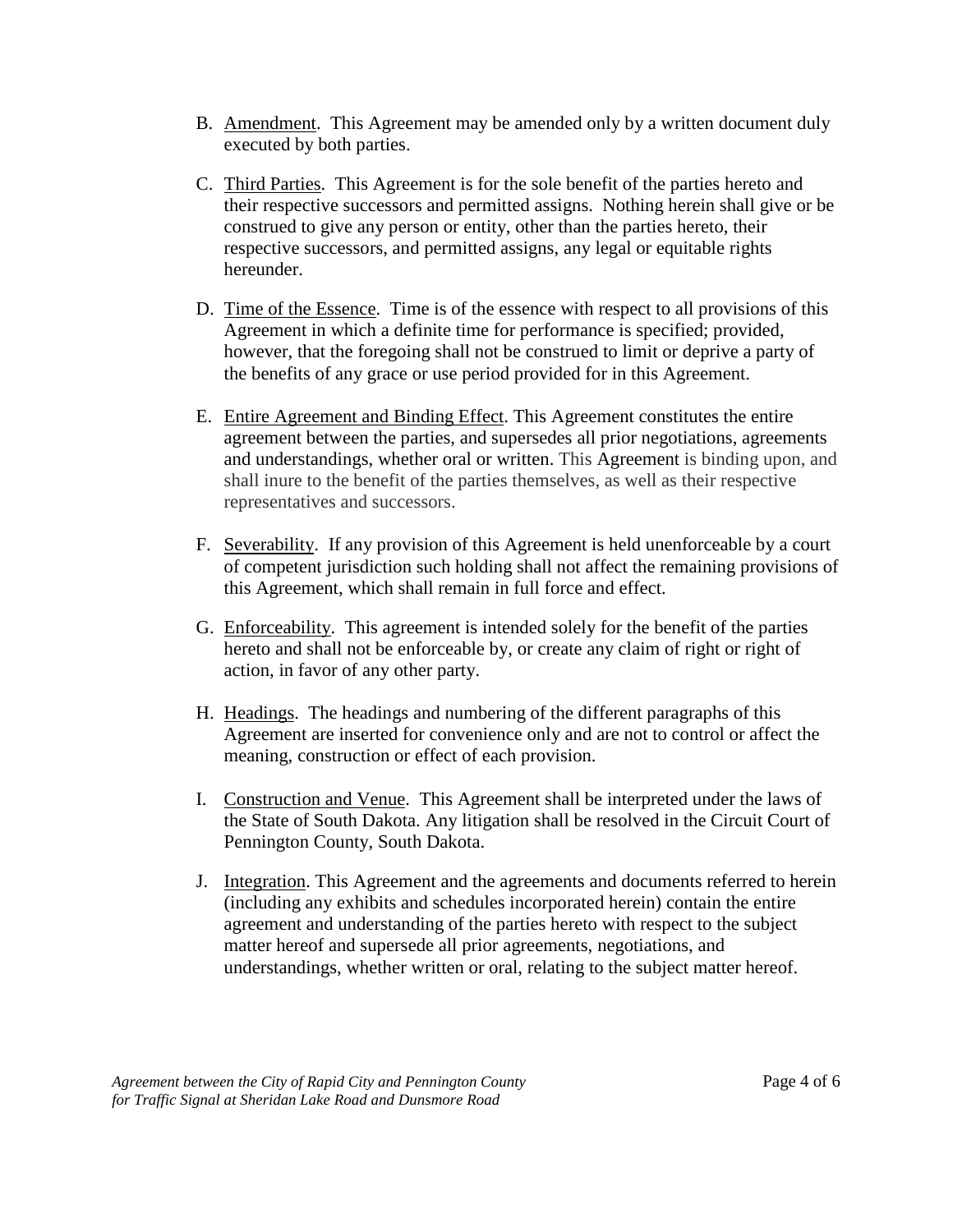B. Amendment. This Agreement may be amended only by a written document duly executed by both parties.

C. Third Parties. This Agreement is for the sole benefit of the parties hereto and their respective successors and permitted assigns. Nothing herein shall give or be construed to give any person or entity, other than the parties hereto, their respective successors, and permitted assigns, any legal or equitable rights hereunder.

D. Time of the Essence. Time is of the essence with respect to all provisions of this Agreement in which a definite time for performance is specified; provided, however, that the foregoing shall not be construed to limit or deprive a party of the benefits of any grace or use period provided for in this Agreement.

E. Entire Agreement and Binding Effect. This Agreement constitutes the entire agreement between the parties, and supersedes all prior negotiations, agreements and understandings, whether oral or written. This Agreement is binding upon, and shall inure to the benefit of the parties themselves, as well as their respective representatives and successors.

F. Severability. If any provision of this Agreement is held unenforceable by a court of competent jurisdiction such holding shall not affect the remaining provisions of this Agreement, which shall remain in full force and effect.

G. Enforceability. This agreement is intended solely for the benefit of the parties hereto and shall not be enforceable by, or create any claim of right or right of action, in favor of any other party.

H. Headings. The headings and numbering of the different paragraphs of this Agreement are inserted for convenience only and are not to control or affect the meaning, construction or effect of each provision.

I. Construction and Venue. This Agreement shall be interpreted under the laws of the State of South Dakota. Any litigation shall be resolved in the Circuit Court of Pennington County, South Dakota.

J. Integration. This Agreement and the agreements and documents referred to herein (including any exhibits and schedules incorporated herein) contain the entire agreement and understanding of the parties hereto with respect to the subject matter hereof and supersede all prior agreements, negotiations, and understandings, whether written or oral, relating to the subject matter hereof.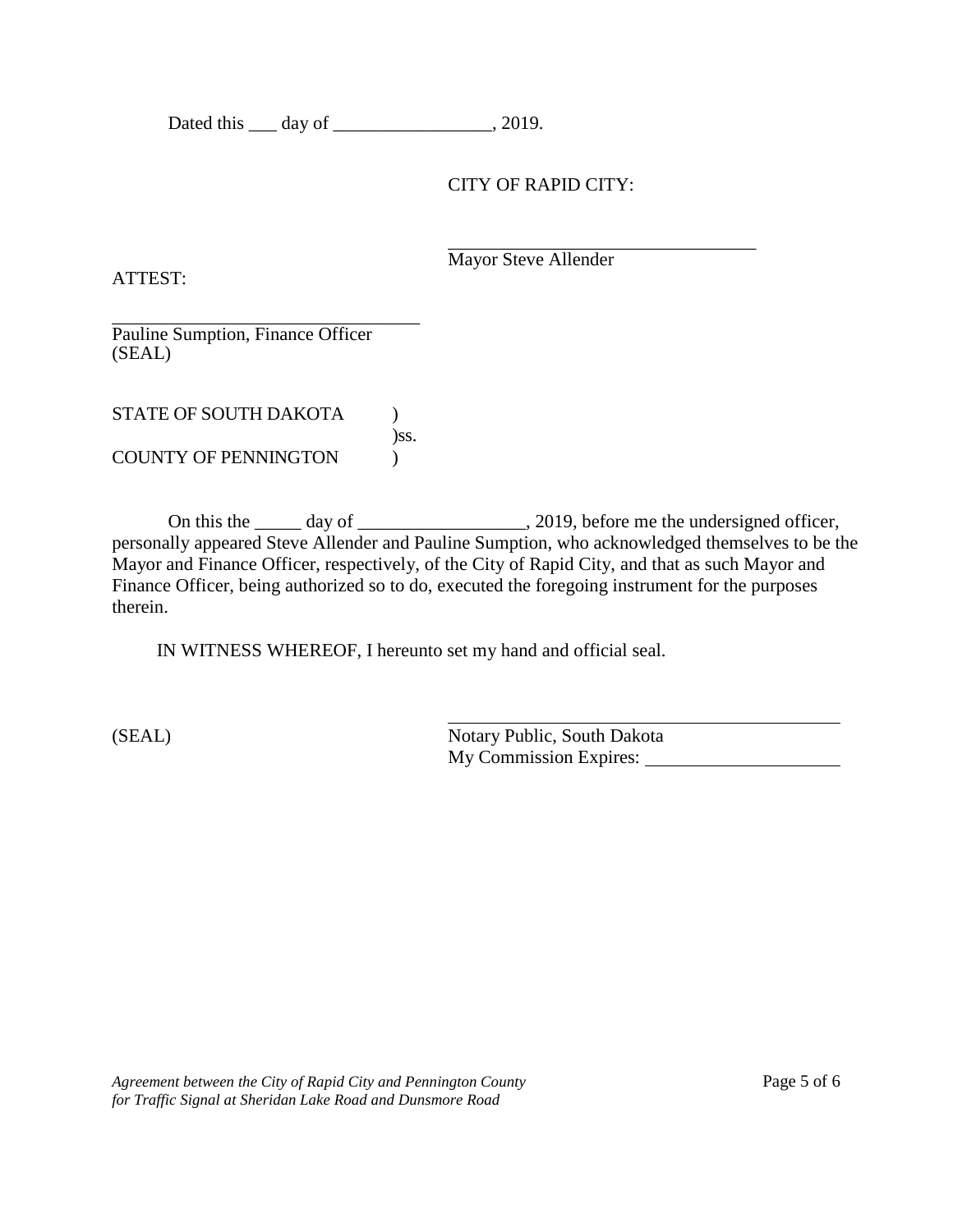Dated this ___ day of _________________, 2019.

CITY OF RAPID CITY:

__________________________________
Mayor Steve Allender

ATTEST:

__________________________________
Pauline Sumption, Finance Officer
(SEAL)

STATE OF SOUTH DAKOTA )
)ss.
COUNTY OF PENNINGTON )

On this the _____ day of __________________, 2019, before me the undersigned officer, personally appeared Steve Allender and Pauline Sumption, who acknowledged themselves to be the Mayor and Finance Officer, respectively, of the City of Rapid City, and that as such Mayor and Finance Officer, being authorized so to do, executed the foregoing instrument for the purposes therein.

IN WITNESS WHEREOF, I hereunto set my hand and official seal.

(SEAL)

__________________________________________
Notary Public, South Dakota
My Commission Expires: ____________________

*Agreement between the City of Rapid City and Pennington County for Traffic Signal at Sheridan Lake Road and Dunsmore Road*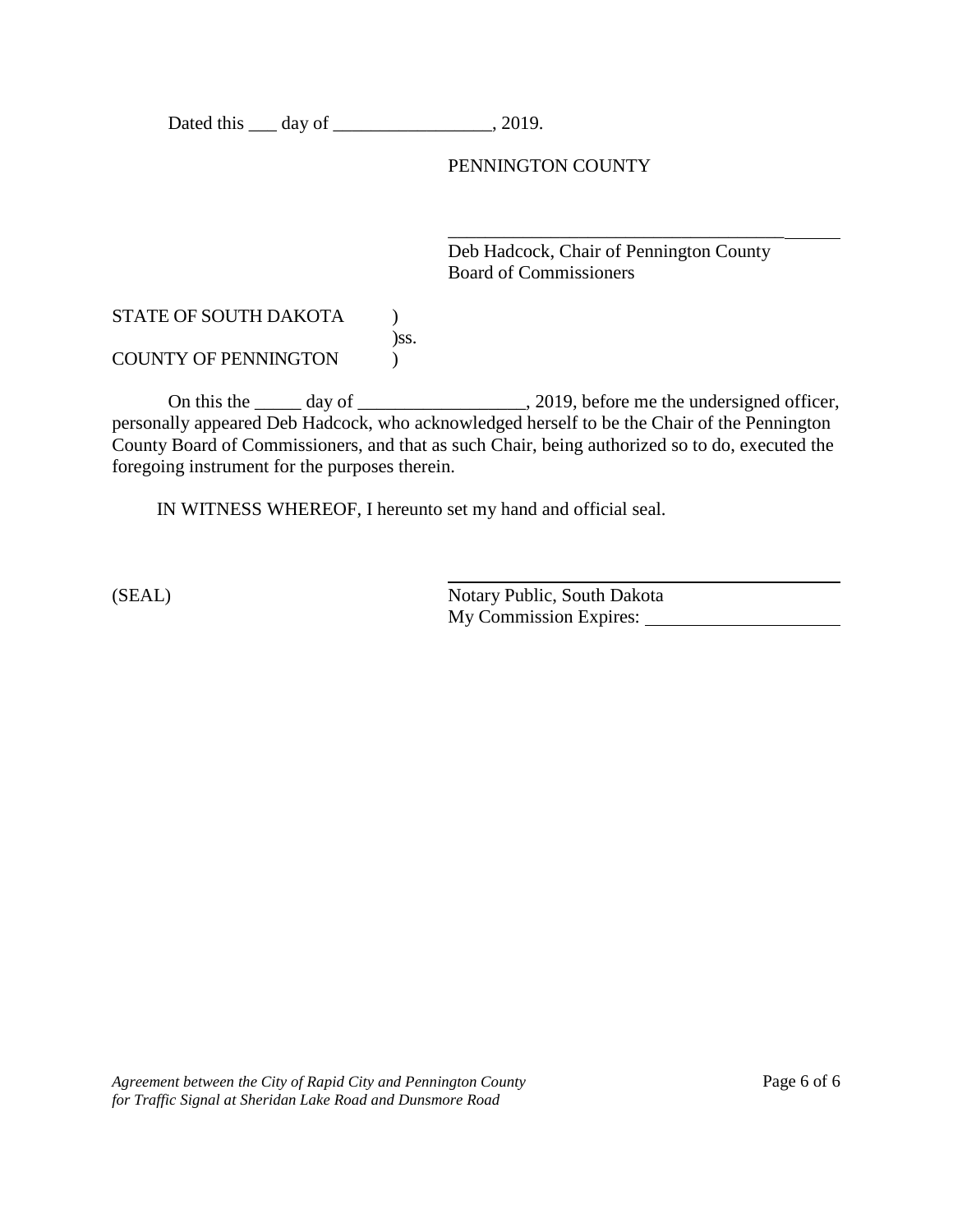Dated this ___ day of _________________, 2019.

PENNINGTON COUNTY

\_\_\_\_\_\_\_\_\_\_\_\_\_\_\_\_\_\_\_\_\_\_\_\_\_\_\_\_\_\_\_\_\_\_\_\_\_\_\_\_\_\_\_

Deb Hadcock, Chair of Pennington County
Board of Commissioners

STATE OF SOUTH DAKOTA )
)ss.
COUNTY OF PENNINGTON )

On this the _____ day of __________________, 2019, before me the undersigned officer, personally appeared Deb Hadcock, who acknowledged herself to be the Chair of the Pennington County Board of Commissioners, and that as such Chair, being authorized so to do, executed the foregoing instrument for the purposes therein.

IN WITNESS WHEREOF, I hereunto set my hand and official seal.

\_\_\_\_\_\_\_\_\_\_\_\_\_\_\_\_\_\_\_\_\_\_\_\_\_\_\_\_\_\_\_\_\_\_\_\_\_\_\_\_\_\_\_

(SEAL) Notary Public, South Dakota
My Commission Expires: ____________________